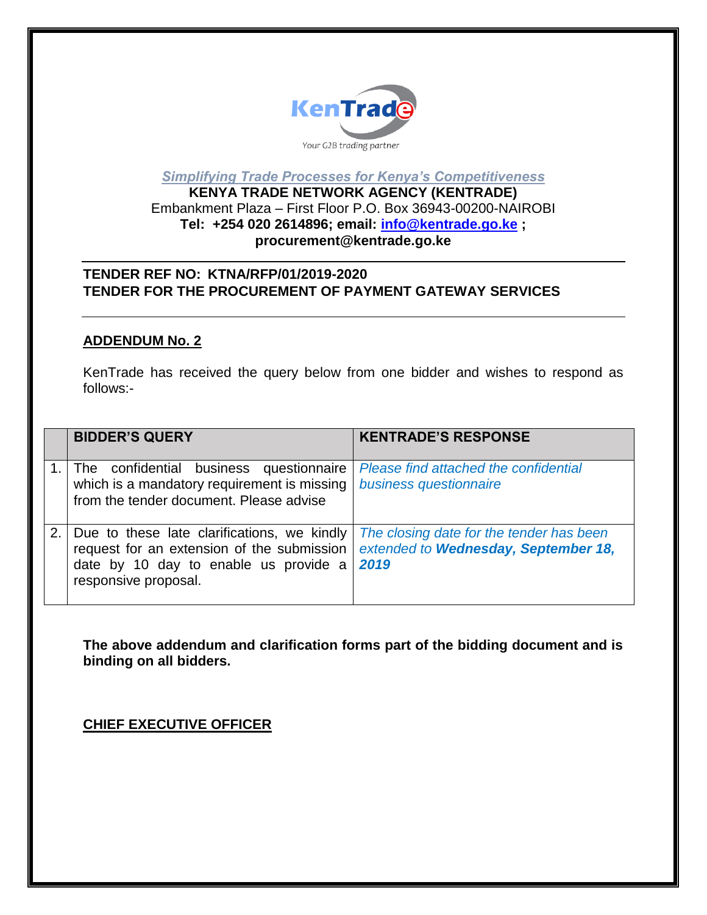KenTrade

Your G2B trading partner

*Simplifying Trade Processes for Kenya's Competitiveness*

**KENYA TRADE NETWORK AGENCY (KENTRADE)**

Embankment Plaza – First Floor P.O. Box 36943-00200-NAIROBI

**Tel: +254 020 2614896; email: info@kentrade.go.ke ; procurement@kentrade.go.ke**

**TENDER REF NO: KTNA/RFP/01/2019-2020**

**TENDER FOR THE PROCUREMENT OF PAYMENT GATEWAY SERVICES**

## ADDENDUM No. 2

KenTrade has received the query below from one bidder and wishes to respond as follows:-

| | BIDDER'S QUERY | KENTRADE'S RESPONSE |
|---|---|---|
| 1. | The confidential business questionnaire which is a mandatory requirement is missing from the tender document. Please advise | *Please find attached the confidential business questionnaire* |
| 2. | Due to these late clarifications, we kindly request for an extension of the submission date by 10 day to enable us provide a responsive proposal. | *The closing date for the tender has been extended to **Wednesday, September 18, 2019*** |

**The above addendum and clarification forms part of the bidding document and is binding on all bidders.**

**CHIEF EXECUTIVE OFFICER**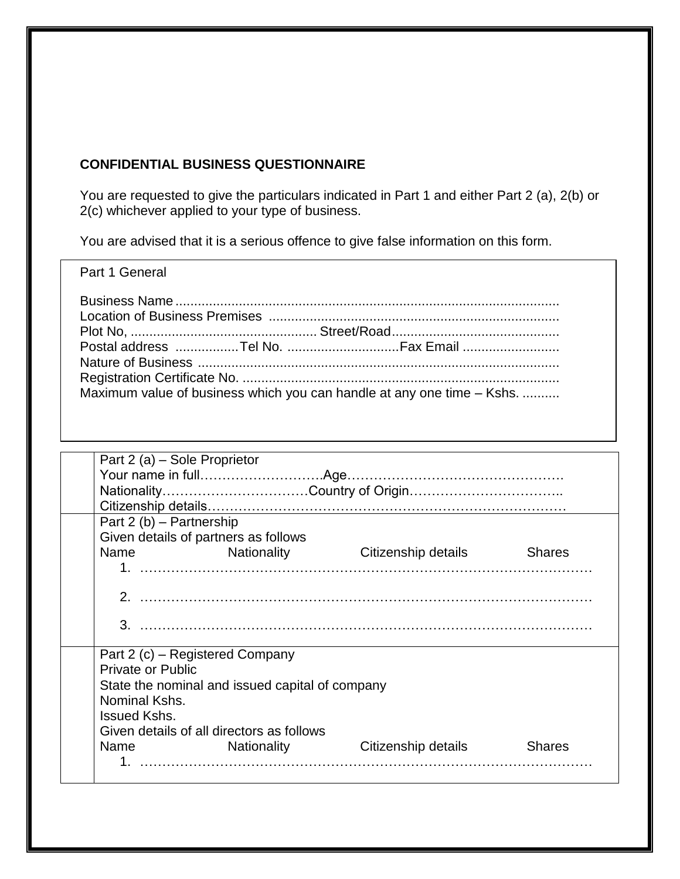**CONFIDENTIAL BUSINESS QUESTIONNAIRE**

You are requested to give the particulars indicated in Part 1 and either Part 2 (a), 2(b) or 2(c) whichever applied to your type of business.

You are advised that it is a serious offence to give false information on this form.

Part 1 General

Business Name.......................................................................................................
Location of Business Premises ..............................................................................
Plot No, .................................................. Street/Road.............................................
Postal address .................Tel No. ..............................Fax Email ..........................
Nature of Business .................................................................................................
Registration Certificate No. .....................................................................................
Maximum value of business which you can handle at any one time – Kshs. ..........

| | |
|---|---|
| | Part 2 (a) – Sole Proprietor<br>Your name in full……………………….Age………………………………………….<br>Nationality……………………………Country of Origin……………………………..<br>Citizenship details……………………………………………………………………… |
| | Part 2 (b) – Partnership<br>Given details of partners as follows<br>Name Nationality Citizenship details Shares<br>1. ……………………………………………………………………………………<br>2. ……………………………………………………………………………………<br>3. …………………………………………………………………………………… |
| | Part 2 (c) – Registered Company<br>Private or Public<br>State the nominal and issued capital of company<br>Nominal Kshs.<br>Issued Kshs.<br>Given details of all directors as follows<br>Name Nationality Citizenship details Shares<br>1. …………………………………………………………………………………… |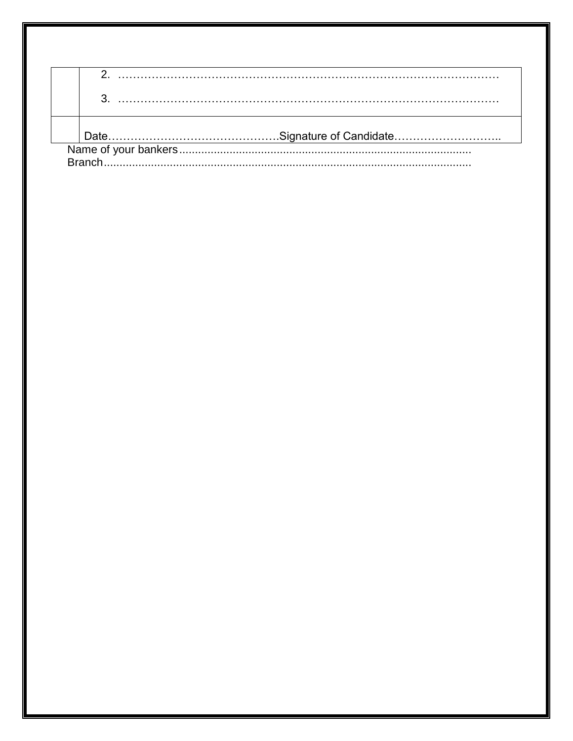| | |
|---|---|
| | 2. ………………………………………………………………………………………… <br> 3. ………………………………………………………………………………………… |
| | Date………………………………………Signature of Candidate……………………….. |

Name of your bankers..........................................................................................

Branch....................................................................................................................